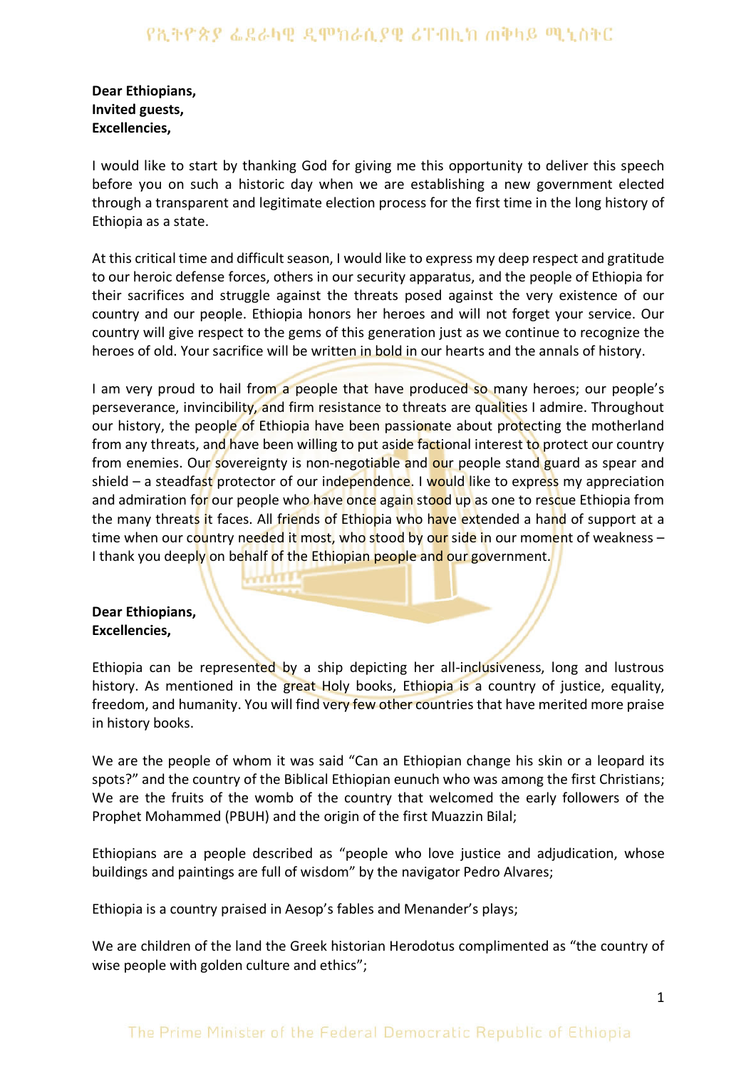**Dear Ethiopians,**
**Invited guests,**
**Excellencies,**

I would like to start by thanking God for giving me this opportunity to deliver this speech before you on such a historic day when we are establishing a new government elected through a transparent and legitimate election process for the first time in the long history of Ethiopia as a state.

At this critical time and difficult season, I would like to express my deep respect and gratitude to our heroic defense forces, others in our security apparatus, and the people of Ethiopia for their sacrifices and struggle against the threats posed against the very existence of our country and our people. Ethiopia honors her heroes and will not forget your service. Our country will give respect to the gems of this generation just as we continue to recognize the heroes of old. Your sacrifice will be written in bold in our hearts and the annals of history.

I am very proud to hail from a people that have produced so many heroes; our people's perseverance, invincibility, and firm resistance to threats are qualities I admire. Throughout our history, the people of Ethiopia have been passionate about protecting the motherland from any threats, and have been willing to put aside factional interest to protect our country from enemies. Our sovereignty is non-negotiable and our people stand guard as spear and shield – a steadfast protector of our independence. I would like to express my appreciation and admiration for our people who have once again stood up as one to rescue Ethiopia from the many threats it faces. All friends of Ethiopia who have extended a hand of support at a time when our country needed it most, who stood by our side in our moment of weakness – I thank you deeply on behalf of the Ethiopian people and our government.

**Dear Ethiopians,**
**Excellencies,**

Ethiopia can be represented by a ship depicting her all-inclusiveness, long and lustrous history. As mentioned in the great Holy books, Ethiopia is a country of justice, equality, freedom, and humanity. You will find very few other countries that have merited more praise in history books.

We are the people of whom it was said "Can an Ethiopian change his skin or a leopard its spots?" and the country of the Biblical Ethiopian eunuch who was among the first Christians; We are the fruits of the womb of the country that welcomed the early followers of the Prophet Mohammed (PBUH) and the origin of the first Muazzin Bilal;

Ethiopians are a people described as "people who love justice and adjudication, whose buildings and paintings are full of wisdom" by the navigator Pedro Alvares;

Ethiopia is a country praised in Aesop's fables and Menander's plays;

We are children of the land the Greek historian Herodotus complimented as "the country of wise people with golden culture and ethics";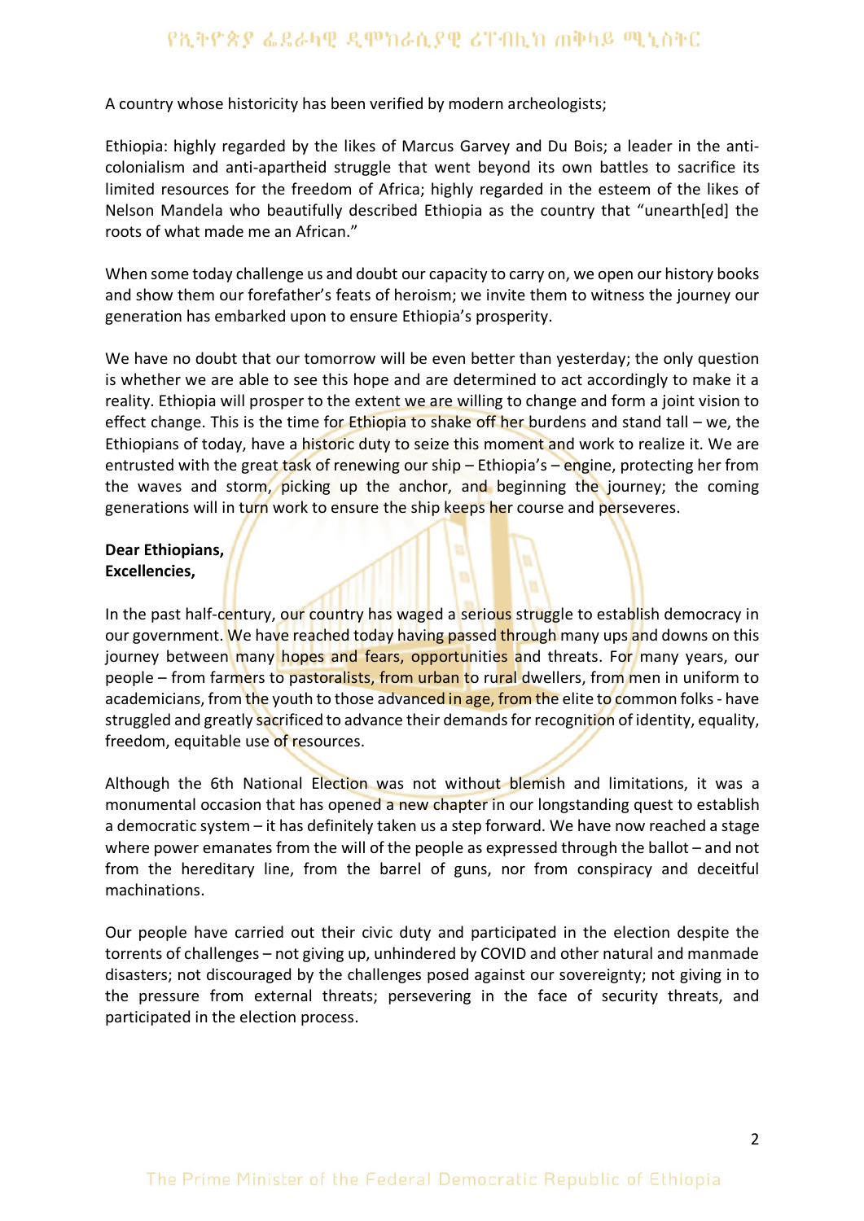A country whose historicity has been verified by modern archeologists;

Ethiopia: highly regarded by the likes of Marcus Garvey and Du Bois; a leader in the anti-colonialism and anti-apartheid struggle that went beyond its own battles to sacrifice its limited resources for the freedom of Africa; highly regarded in the esteem of the likes of Nelson Mandela who beautifully described Ethiopia as the country that "unearth[ed] the roots of what made me an African."

When some today challenge us and doubt our capacity to carry on, we open our history books and show them our forefather's feats of heroism; we invite them to witness the journey our generation has embarked upon to ensure Ethiopia's prosperity.

We have no doubt that our tomorrow will be even better than yesterday; the only question is whether we are able to see this hope and are determined to act accordingly to make it a reality. Ethiopia will prosper to the extent we are willing to change and form a joint vision to effect change. This is the time for Ethiopia to shake off her burdens and stand tall – we, the Ethiopians of today, have a historic duty to seize this moment and work to realize it. We are entrusted with the great task of renewing our ship – Ethiopia's – engine, protecting her from the waves and storm, picking up the anchor, and beginning the journey; the coming generations will in turn work to ensure the ship keeps her course and perseveres.

**Dear Ethiopians,**
**Excellencies,**

In the past half-century, our country has waged a serious struggle to establish democracy in our government. We have reached today having passed through many ups and downs on this journey between many hopes and fears, opportunities and threats. For many years, our people – from farmers to pastoralists, from urban to rural dwellers, from men in uniform to academicians, from the youth to those advanced in age, from the elite to common folks - have struggled and greatly sacrificed to advance their demands for recognition of identity, equality, freedom, equitable use of resources.

Although the 6th National Election was not without blemish and limitations, it was a monumental occasion that has opened a new chapter in our longstanding quest to establish a democratic system – it has definitely taken us a step forward. We have now reached a stage where power emanates from the will of the people as expressed through the ballot – and not from the hereditary line, from the barrel of guns, nor from conspiracy and deceitful machinations.

Our people have carried out their civic duty and participated in the election despite the torrents of challenges – not giving up, unhindered by COVID and other natural and manmade disasters; not discouraged by the challenges posed against our sovereignty; not giving in to the pressure from external threats; persevering in the face of security threats, and participated in the election process.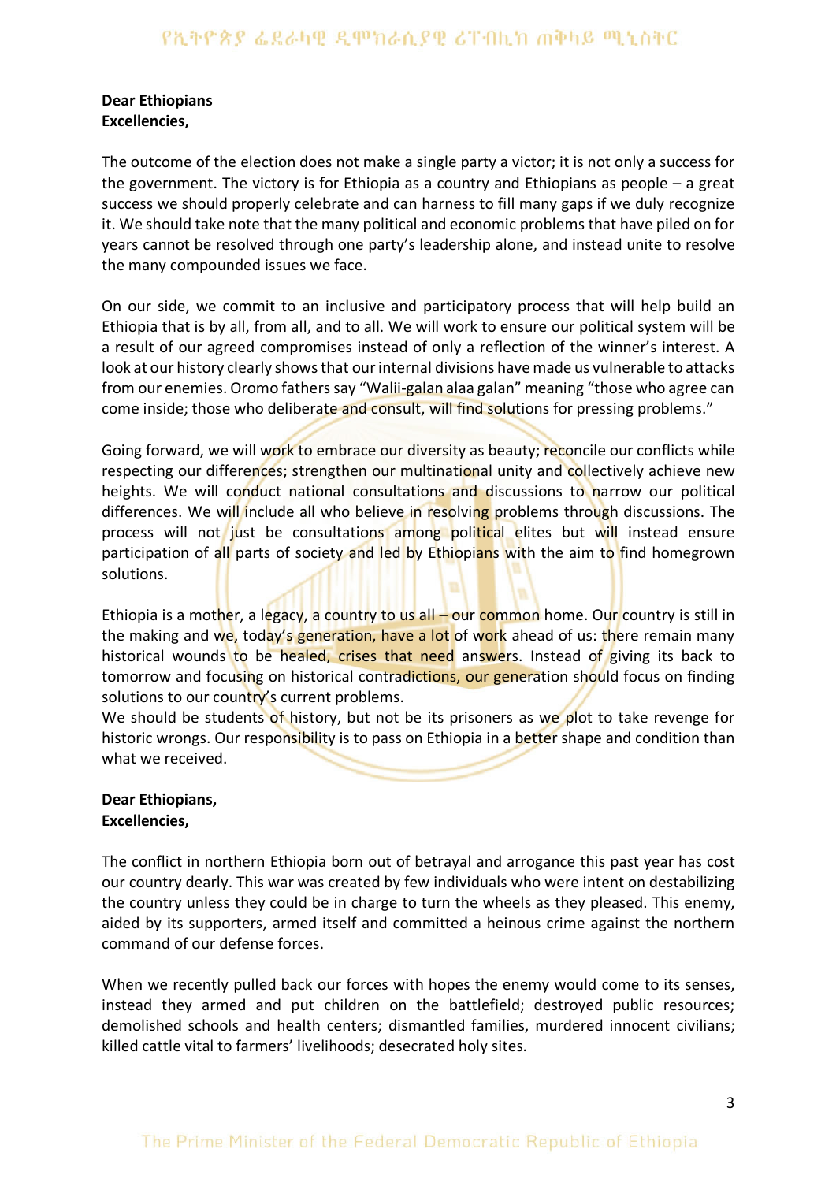**Dear Ethiopians**
**Excellencies,**

The outcome of the election does not make a single party a victor; it is not only a success for the government. The victory is for Ethiopia as a country and Ethiopians as people – a great success we should properly celebrate and can harness to fill many gaps if we duly recognize it. We should take note that the many political and economic problems that have piled on for years cannot be resolved through one party's leadership alone, and instead unite to resolve the many compounded issues we face.

On our side, we commit to an inclusive and participatory process that will help build an Ethiopia that is by all, from all, and to all. We will work to ensure our political system will be a result of our agreed compromises instead of only a reflection of the winner's interest. A look at our history clearly shows that our internal divisions have made us vulnerable to attacks from our enemies. Oromo fathers say "Walii-galan alaa galan" meaning "those who agree can come inside; those who deliberate and consult, will find solutions for pressing problems."

Going forward, we will work to embrace our diversity as beauty; reconcile our conflicts while respecting our differences; strengthen our multinational unity and collectively achieve new heights. We will conduct national consultations and discussions to narrow our political differences. We will include all who believe in resolving problems through discussions. The process will not just be consultations among political elites but will instead ensure participation of all parts of society and led by Ethiopians with the aim to find homegrown solutions.

Ethiopia is a mother, a legacy, a country to us all – our common home. Our country is still in the making and we, today's generation, have a lot of work ahead of us: there remain many historical wounds to be healed, crises that need answers. Instead of giving its back to tomorrow and focusing on historical contradictions, our generation should focus on finding solutions to our country's current problems.
We should be students of history, but not be its prisoners as we plot to take revenge for historic wrongs. Our responsibility is to pass on Ethiopia in a better shape and condition than what we received.

**Dear Ethiopians,**
**Excellencies,**

The conflict in northern Ethiopia born out of betrayal and arrogance this past year has cost our country dearly. This war was created by few individuals who were intent on destabilizing the country unless they could be in charge to turn the wheels as they pleased. This enemy, aided by its supporters, armed itself and committed a heinous crime against the northern command of our defense forces.

When we recently pulled back our forces with hopes the enemy would come to its senses, instead they armed and put children on the battlefield; destroyed public resources; demolished schools and health centers; dismantled families, murdered innocent civilians; killed cattle vital to farmers' livelihoods; desecrated holy sites.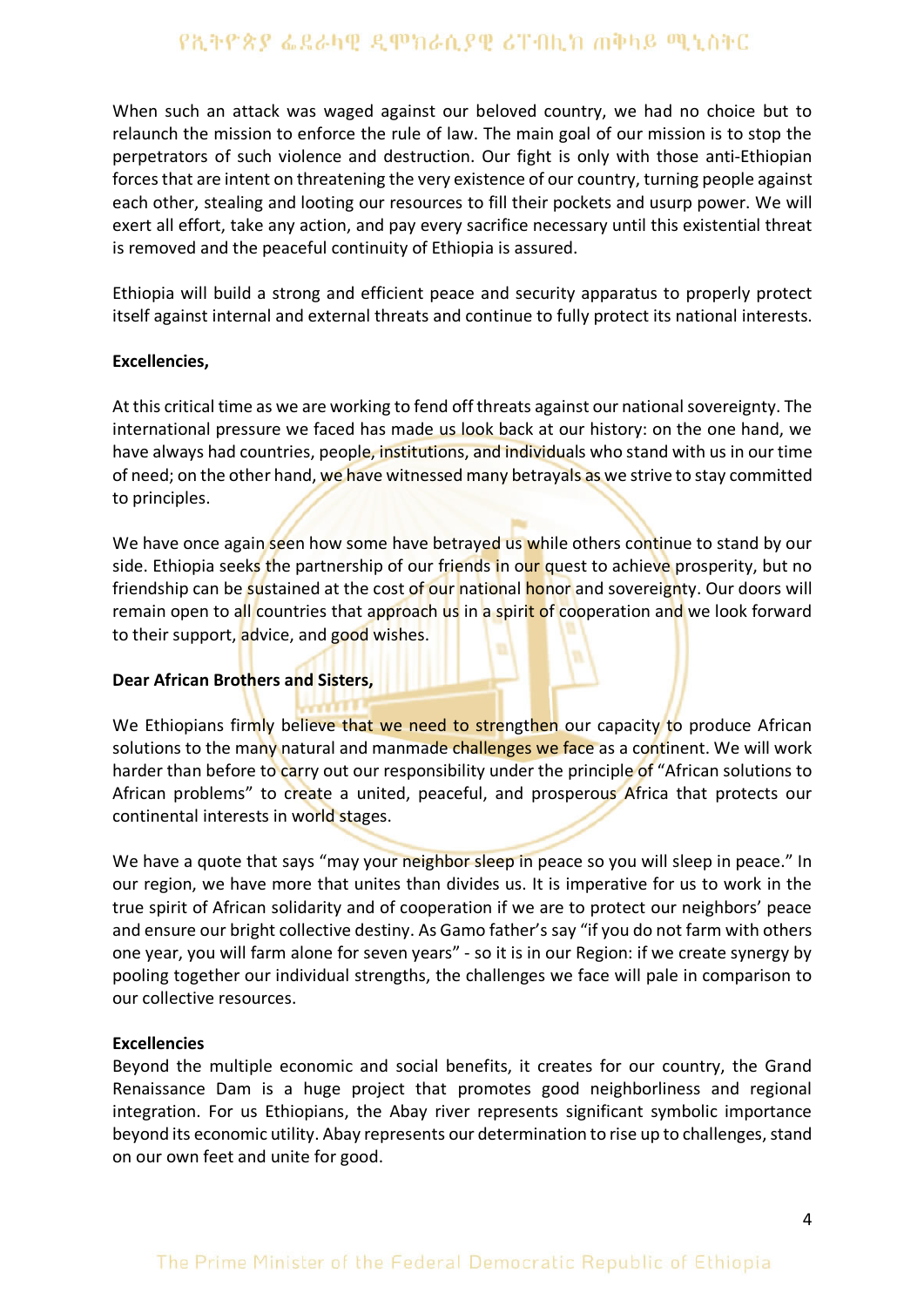When such an attack was waged against our beloved country, we had no choice but to relaunch the mission to enforce the rule of law. The main goal of our mission is to stop the perpetrators of such violence and destruction. Our fight is only with those anti-Ethiopian forces that are intent on threatening the very existence of our country, turning people against each other, stealing and looting our resources to fill their pockets and usurp power. We will exert all effort, take any action, and pay every sacrifice necessary until this existential threat is removed and the peaceful continuity of Ethiopia is assured.

Ethiopia will build a strong and efficient peace and security apparatus to properly protect itself against internal and external threats and continue to fully protect its national interests.

**Excellencies,**

At this critical time as we are working to fend off threats against our national sovereignty. The international pressure we faced has made us look back at our history: on the one hand, we have always had countries, people, institutions, and individuals who stand with us in our time of need; on the other hand, we have witnessed many betrayals as we strive to stay committed to principles.

We have once again seen how some have betrayed us while others continue to stand by our side. Ethiopia seeks the partnership of our friends in our quest to achieve prosperity, but no friendship can be sustained at the cost of our national honor and sovereignty. Our doors will remain open to all countries that approach us in a spirit of cooperation and we look forward to their support, advice, and good wishes.

**Dear African Brothers and Sisters,**

We Ethiopians firmly believe that we need to strengthen our capacity to produce African solutions to the many natural and manmade challenges we face as a continent. We will work harder than before to carry out our responsibility under the principle of "African solutions to African problems" to create a united, peaceful, and prosperous Africa that protects our continental interests in world stages.

We have a quote that says "may your neighbor sleep in peace so you will sleep in peace." In our region, we have more that unites than divides us. It is imperative for us to work in the true spirit of African solidarity and of cooperation if we are to protect our neighbors' peace and ensure our bright collective destiny. As Gamo father's say "if you do not farm with others one year, you will farm alone for seven years" - so it is in our Region: if we create synergy by pooling together our individual strengths, the challenges we face will pale in comparison to our collective resources.

**Excellencies**

Beyond the multiple economic and social benefits, it creates for our country, the Grand Renaissance Dam is a huge project that promotes good neighborliness and regional integration. For us Ethiopians, the Abay river represents significant symbolic importance beyond its economic utility. Abay represents our determination to rise up to challenges, stand on our own feet and unite for good.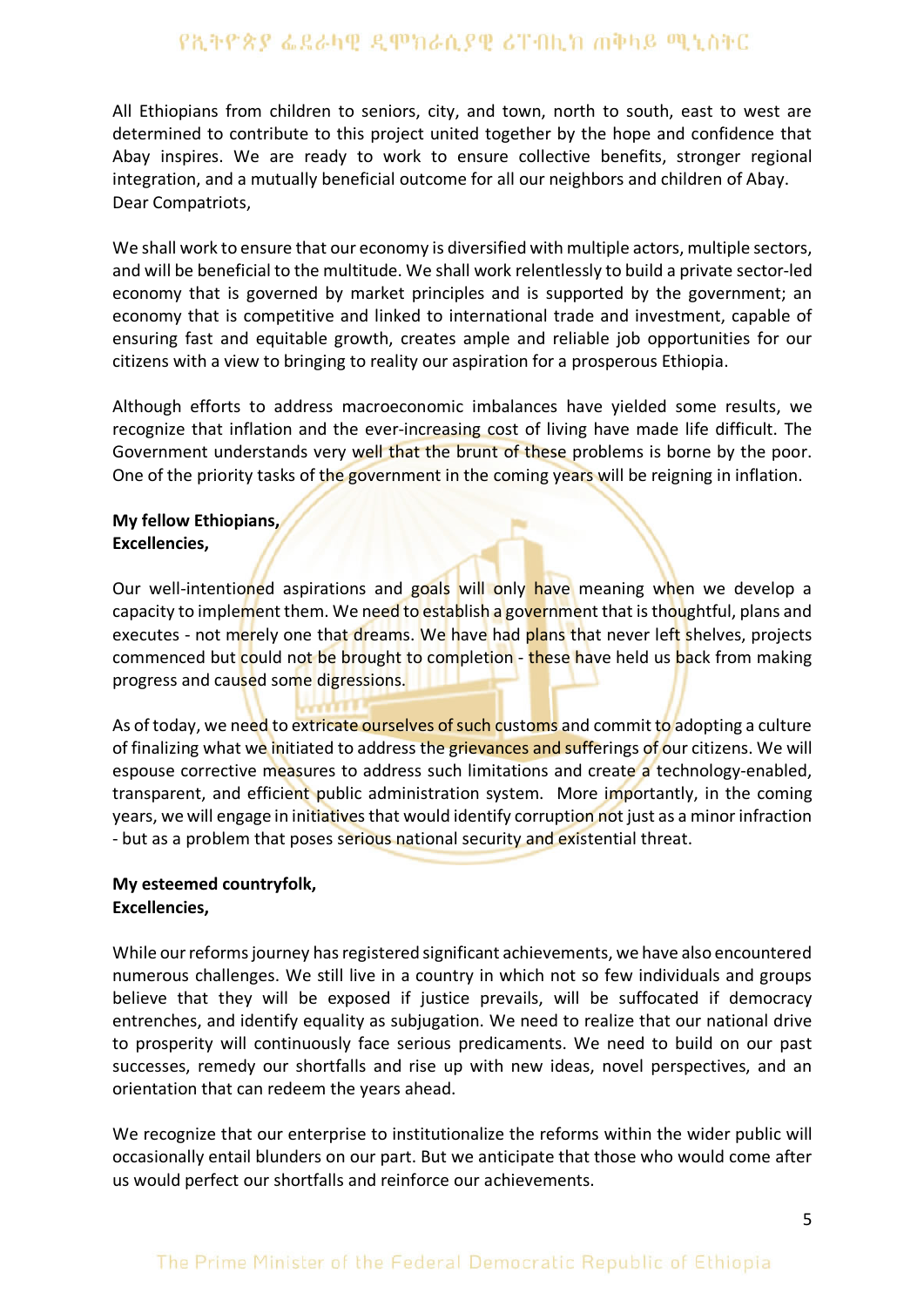All Ethiopians from children to seniors, city, and town, north to south, east to west are determined to contribute to this project united together by the hope and confidence that Abay inspires. We are ready to work to ensure collective benefits, stronger regional integration, and a mutually beneficial outcome for all our neighbors and children of Abay.
Dear Compatriots,

We shall work to ensure that our economy is diversified with multiple actors, multiple sectors, and will be beneficial to the multitude. We shall work relentlessly to build a private sector-led economy that is governed by market principles and is supported by the government; an economy that is competitive and linked to international trade and investment, capable of ensuring fast and equitable growth, creates ample and reliable job opportunities for our citizens with a view to bringing to reality our aspiration for a prosperous Ethiopia.

Although efforts to address macroeconomic imbalances have yielded some results, we recognize that inflation and the ever-increasing cost of living have made life difficult. The Government understands very well that the brunt of these problems is borne by the poor. One of the priority tasks of the government in the coming years will be reigning in inflation.

**My fellow Ethiopians,**
**Excellencies,**

Our well-intentioned aspirations and goals will only have meaning when we develop a capacity to implement them. We need to establish a government that is thoughtful, plans and executes - not merely one that dreams. We have had plans that never left shelves, projects commenced but could not be brought to completion - these have held us back from making progress and caused some digressions.

As of today, we need to extricate ourselves of such customs and commit to adopting a culture of finalizing what we initiated to address the grievances and sufferings of our citizens. We will espouse corrective measures to address such limitations and create a technology-enabled, transparent, and efficient public administration system. More importantly, in the coming years, we will engage in initiatives that would identify corruption not just as a minor infraction - but as a problem that poses serious national security and existential threat.

**My esteemed countryfolk,**
**Excellencies,**

While our reforms journey has registered significant achievements, we have also encountered numerous challenges. We still live in a country in which not so few individuals and groups believe that they will be exposed if justice prevails, will be suffocated if democracy entrenches, and identify equality as subjugation. We need to realize that our national drive to prosperity will continuously face serious predicaments. We need to build on our past successes, remedy our shortfalls and rise up with new ideas, novel perspectives, and an orientation that can redeem the years ahead.

We recognize that our enterprise to institutionalize the reforms within the wider public will occasionally entail blunders on our part. But we anticipate that those who would come after us would perfect our shortfalls and reinforce our achievements.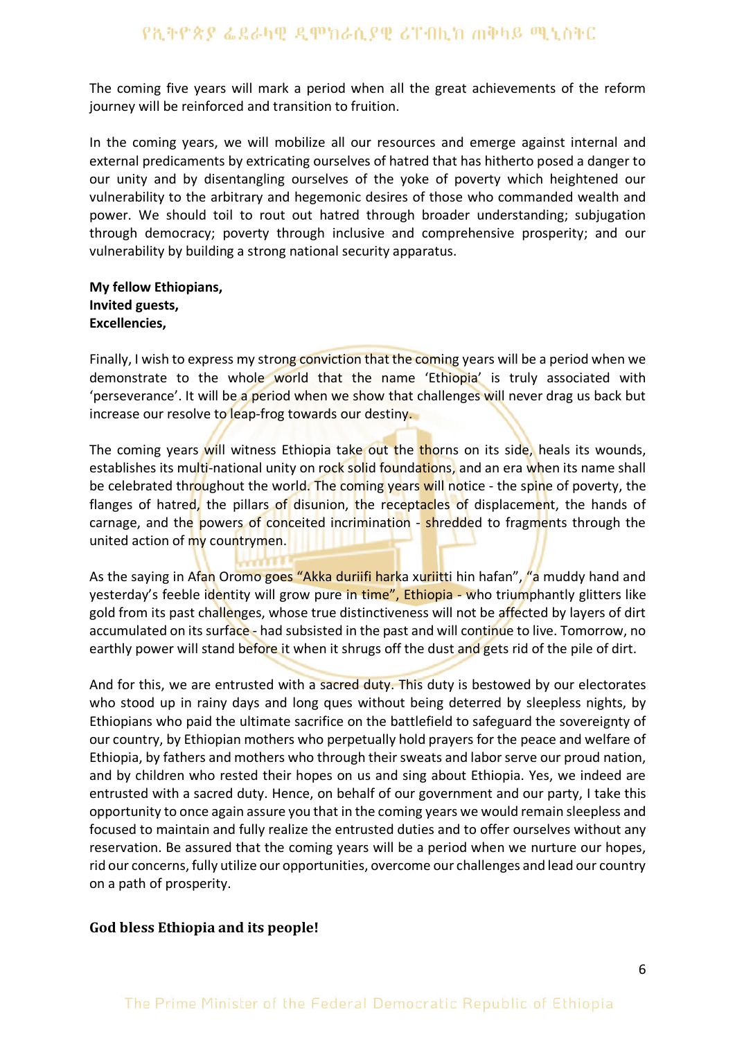The coming five years will mark a period when all the great achievements of the reform journey will be reinforced and transition to fruition.

In the coming years, we will mobilize all our resources and emerge against internal and external predicaments by extricating ourselves of hatred that has hitherto posed a danger to our unity and by disentangling ourselves of the yoke of poverty which heightened our vulnerability to the arbitrary and hegemonic desires of those who commanded wealth and power. We should toil to rout out hatred through broader understanding; subjugation through democracy; poverty through inclusive and comprehensive prosperity; and our vulnerability by building a strong national security apparatus.

**My fellow Ethiopians,**
**Invited guests,**
**Excellencies,**

Finally, I wish to express my strong conviction that the coming years will be a period when we demonstrate to the whole world that the name 'Ethiopia' is truly associated with 'perseverance'. It will be a period when we show that challenges will never drag us back but increase our resolve to leap-frog towards our destiny.

The coming years will witness Ethiopia take out the thorns on its side, heals its wounds, establishes its multi-national unity on rock solid foundations, and an era when its name shall be celebrated throughout the world. The coming years will notice - the spine of poverty, the flanges of hatred, the pillars of disunion, the receptacles of displacement, the hands of carnage, and the powers of conceited incrimination - shredded to fragments through the united action of my countrymen.

As the saying in Afan Oromo goes "Akka duriifi harka xuriitti hin hafan", "a muddy hand and yesterday's feeble identity will grow pure in time", Ethiopia - who triumphantly glitters like gold from its past challenges, whose true distinctiveness will not be affected by layers of dirt accumulated on its surface - had subsisted in the past and will continue to live. Tomorrow, no earthly power will stand before it when it shrugs off the dust and gets rid of the pile of dirt.

And for this, we are entrusted with a sacred duty. This duty is bestowed by our electorates who stood up in rainy days and long ques without being deterred by sleepless nights, by Ethiopians who paid the ultimate sacrifice on the battlefield to safeguard the sovereignty of our country, by Ethiopian mothers who perpetually hold prayers for the peace and welfare of Ethiopia, by fathers and mothers who through their sweats and labor serve our proud nation, and by children who rested their hopes on us and sing about Ethiopia. Yes, we indeed are entrusted with a sacred duty. Hence, on behalf of our government and our party, I take this opportunity to once again assure you that in the coming years we would remain sleepless and focused to maintain and fully realize the entrusted duties and to offer ourselves without any reservation. Be assured that the coming years will be a period when we nurture our hopes, rid our concerns, fully utilize our opportunities, overcome our challenges and lead our country on a path of prosperity.

**God bless Ethiopia and its people!**